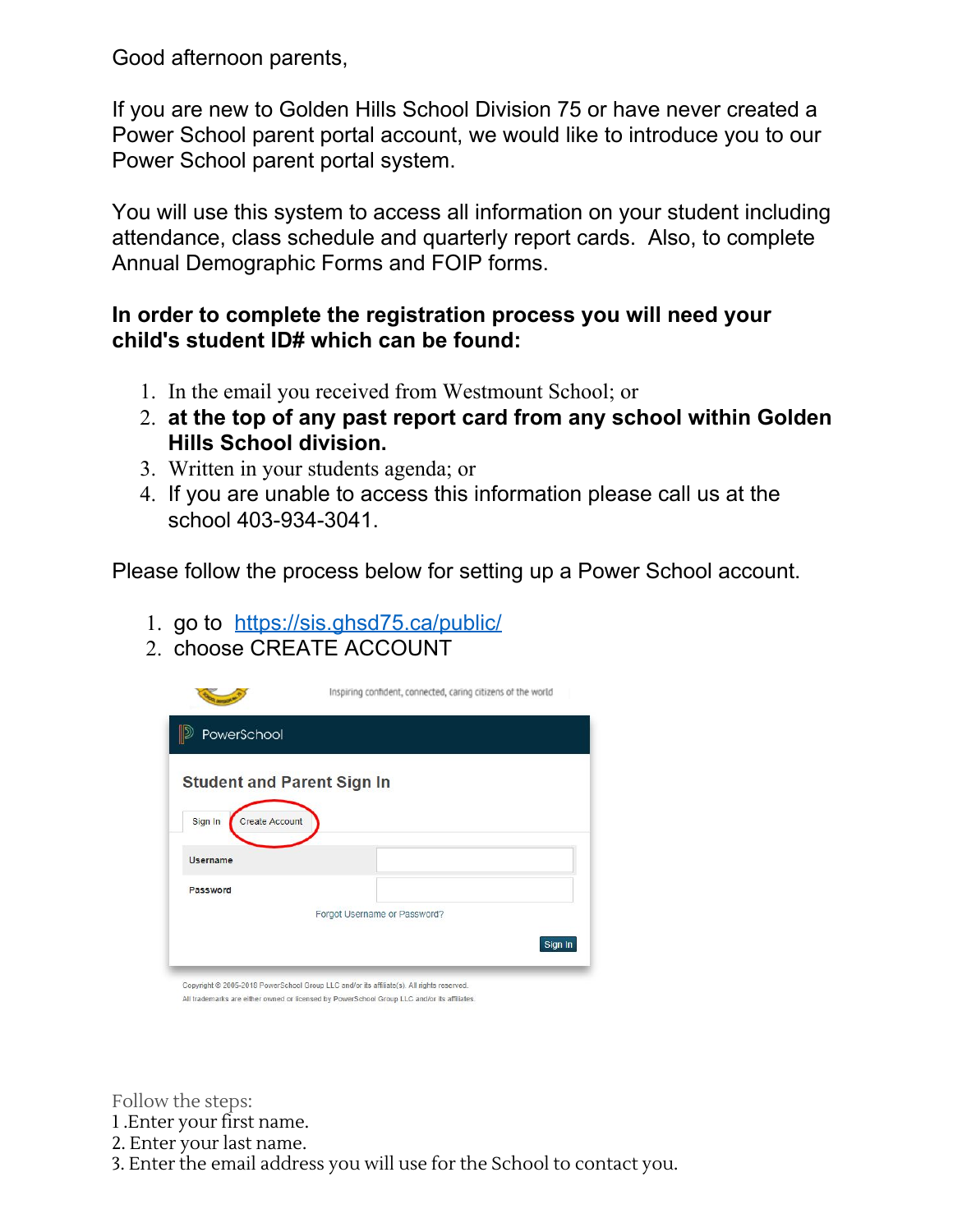Good afternoon parents,

If you are new to Golden Hills School Division 75 or have never created a Power School parent portal account, we would like to introduce you to our Power School parent portal system.

You will use this system to access all information on your student including attendance, class schedule and quarterly report cards. Also, to complete Annual Demographic Forms and FOIP forms.

**In order to complete the registration process you will need your child's student ID# which can be found:**

1. In the email you received from Westmount School; or
2. **at the top of any past report card from any school within Golden Hills School division.**
3. Written in your students agenda; or
4. If you are unable to access this information please call us at the school 403-934-3041.

Please follow the process below for setting up a Power School account.

1. go to https://sis.ghsd75.ca/public/
2. choose CREATE ACCOUNT

Follow the steps:
1 .Enter your first name.
2. Enter your last name.
3. Enter the email address you will use for the School to contact you.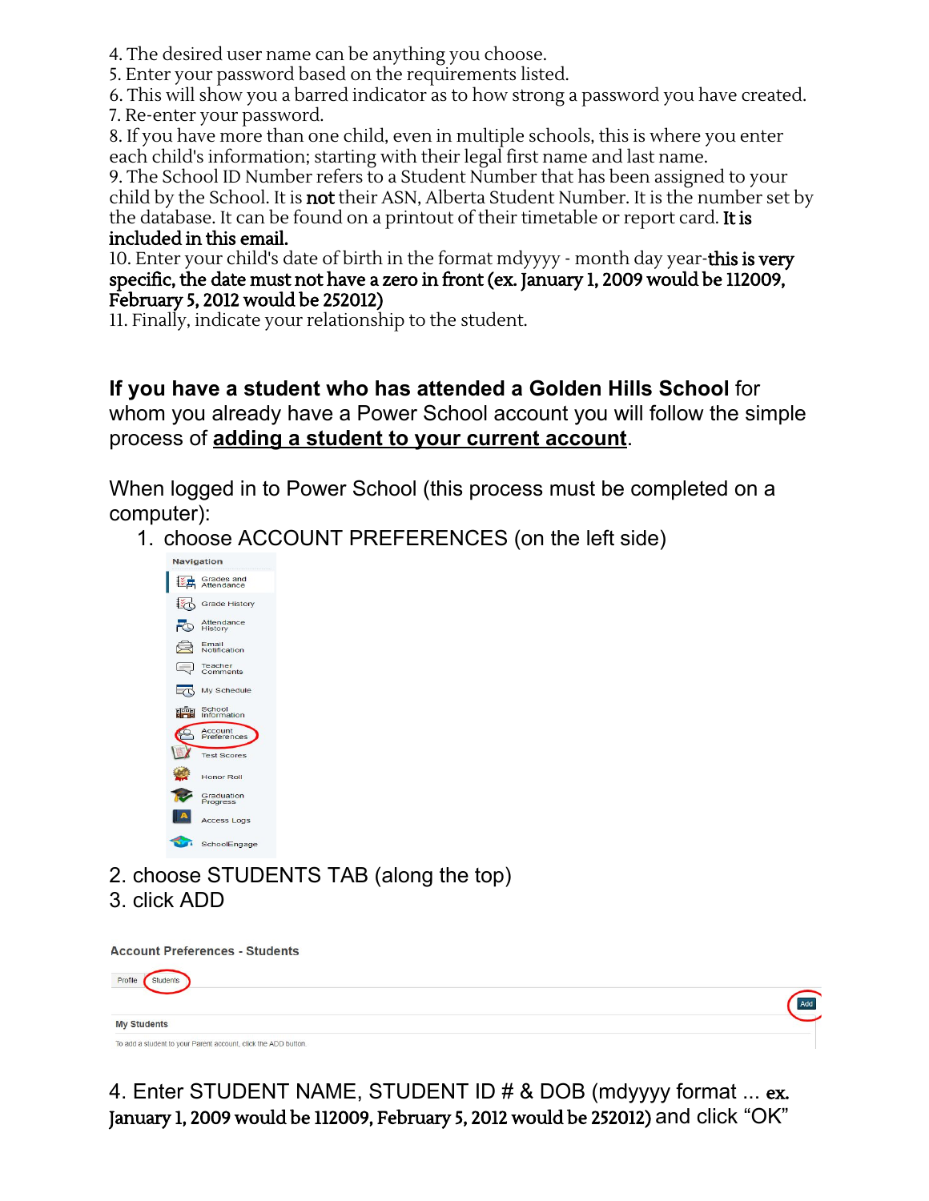4. The desired user name can be anything you choose.
5. Enter your password based on the requirements listed.
6. This will show you a barred indicator as to how strong a password you have created.
7. Re-enter your password.
8. If you have more than one child, even in multiple schools, this is where you enter each child's information; starting with their legal first name and last name.
9. The School ID Number refers to a Student Number that has been assigned to your child by the School. It is **not** their ASN, Alberta Student Number. It is the number set by the database. It can be found on a printout of their timetable or report card. **It is included in this email.**
10. Enter your child's date of birth in the format mdyyyy - month day year-**this is very specific, the date must not have a zero in front (ex. January 1, 2009 would be 112009, February 5, 2012 would be 252012)**
11. Finally, indicate your relationship to the student.

**If you have a student who has attended a Golden Hills School** for whom you already have a Power School account you will follow the simple process of **<u>adding a student to your current account</u>**.

When logged in to Power School (this process must be completed on a computer):

1. choose ACCOUNT PREFERENCES (on the left side)

Navigation

- Grades and Attendance
- Grade History
- Attendance History
- Email Notification
- Teacher Comments
- My Schedule
- School Information
- Account Preferences
- Test Scores
- Honor Roll
- Graduation Progress
- Access Logs
- SchoolEngage

2. choose STUDENTS TAB (along the top)
3. click ADD

Account Preferences - Students

Profile | Students

Add

My Students

To add a student to your Parent account, click the ADD button.

4. Enter STUDENT NAME, STUDENT ID # & DOB (mdyyyy format ... **ex. January 1, 2009 would be 112009, February 5, 2012 would be 252012)** and click "OK"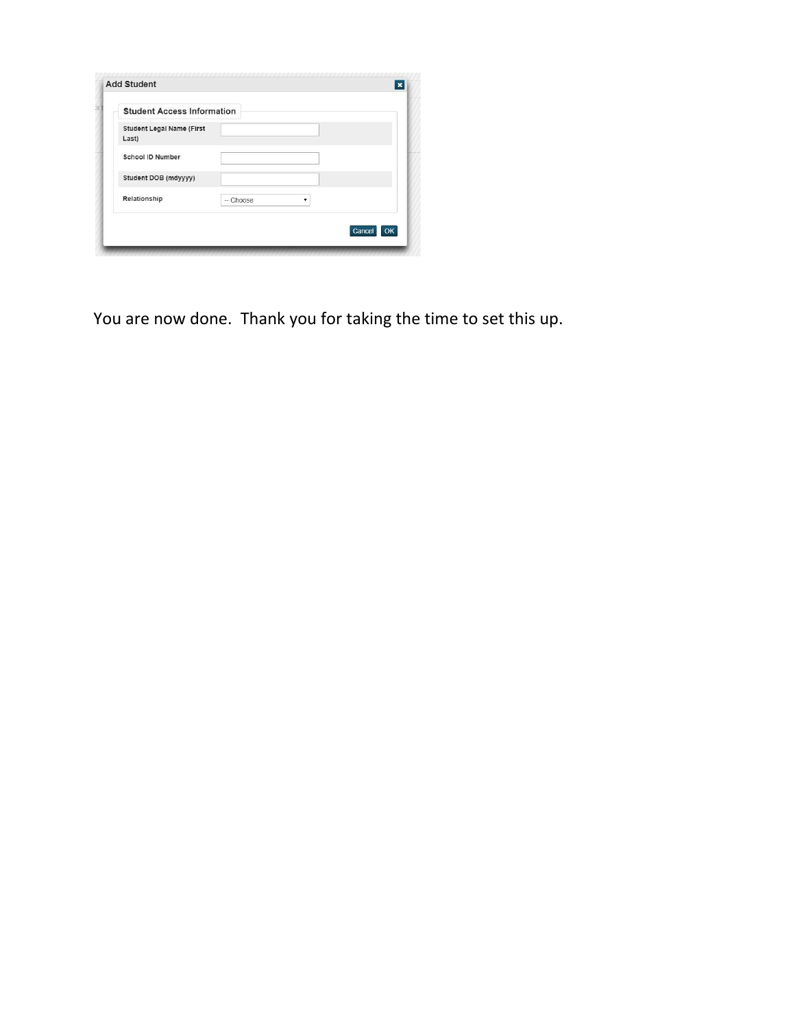Add Student

Student Access Information

Student Legal Name (First Last)

School ID Number

Student DOB (mdyyyy)

Relationship -- Choose

Cancel OK

You are now done. Thank you for taking the time to set this up.